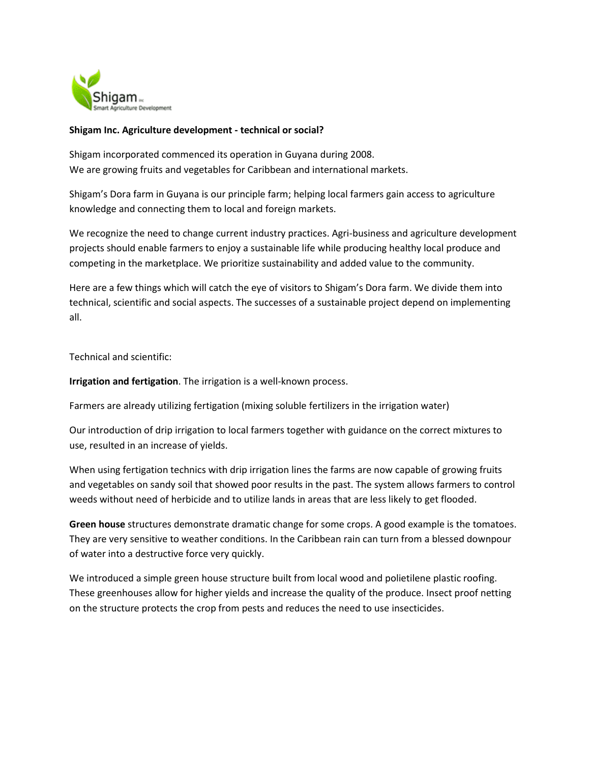**Shigam Inc. Agriculture development - technical or social?**

Shigam incorporated commenced its operation in Guyana during 2008.
We are growing fruits and vegetables for Caribbean and international markets.

Shigam's Dora farm in Guyana is our principle farm; helping local farmers gain access to agriculture knowledge and connecting them to local and foreign markets.

We recognize the need to change current industry practices. Agri-business and agriculture development projects should enable farmers to enjoy a sustainable life while producing healthy local produce and competing in the marketplace. We prioritize sustainability and added value to the community.

Here are a few things which will catch the eye of visitors to Shigam's Dora farm. We divide them into technical, scientific and social aspects. The successes of a sustainable project depend on implementing all.

Technical and scientific:

**Irrigation and fertigation**. The irrigation is a well-known process.

Farmers are already utilizing fertigation (mixing soluble fertilizers in the irrigation water)

Our introduction of drip irrigation to local farmers together with guidance on the correct mixtures to use, resulted in an increase of yields.

When using fertigation technics with drip irrigation lines the farms are now capable of growing fruits and vegetables on sandy soil that showed poor results in the past. The system allows farmers to control weeds without need of herbicide and to utilize lands in areas that are less likely to get flooded.

**Green house** structures demonstrate dramatic change for some crops. A good example is the tomatoes. They are very sensitive to weather conditions. In the Caribbean rain can turn from a blessed downpour of water into a destructive force very quickly.

We introduced a simple green house structure built from local wood and polietilene plastic roofing. These greenhouses allow for higher yields and increase the quality of the produce. Insect proof netting on the structure protects the crop from pests and reduces the need to use insecticides.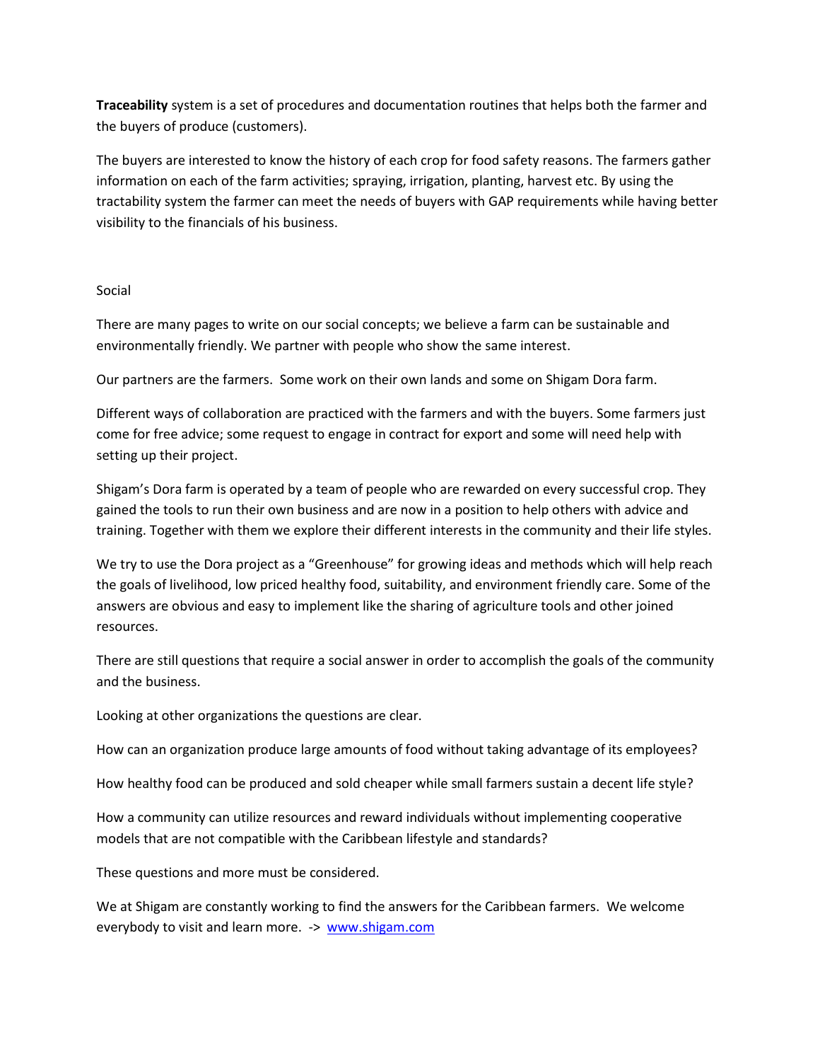**Traceability** system is a set of procedures and documentation routines that helps both the farmer and the buyers of produce (customers).

The buyers are interested to know the history of each crop for food safety reasons. The farmers gather information on each of the farm activities; spraying, irrigation, planting, harvest etc. By using the tractability system the farmer can meet the needs of buyers with GAP requirements while having better visibility to the financials of his business.

Social

There are many pages to write on our social concepts; we believe a farm can be sustainable and environmentally friendly. We partner with people who show the same interest.

Our partners are the farmers. Some work on their own lands and some on Shigam Dora farm.

Different ways of collaboration are practiced with the farmers and with the buyers. Some farmers just come for free advice; some request to engage in contract for export and some will need help with setting up their project.

Shigam's Dora farm is operated by a team of people who are rewarded on every successful crop. They gained the tools to run their own business and are now in a position to help others with advice and training. Together with them we explore their different interests in the community and their life styles.

We try to use the Dora project as a "Greenhouse" for growing ideas and methods which will help reach the goals of livelihood, low priced healthy food, suitability, and environment friendly care. Some of the answers are obvious and easy to implement like the sharing of agriculture tools and other joined resources.

There are still questions that require a social answer in order to accomplish the goals of the community and the business.

Looking at other organizations the questions are clear.

How can an organization produce large amounts of food without taking advantage of its employees?

How healthy food can be produced and sold cheaper while small farmers sustain a decent life style?

How a community can utilize resources and reward individuals without implementing cooperative models that are not compatible with the Caribbean lifestyle and standards?

These questions and more must be considered.

We at Shigam are constantly working to find the answers for the Caribbean farmers. We welcome everybody to visit and learn more. -> www.shigam.com